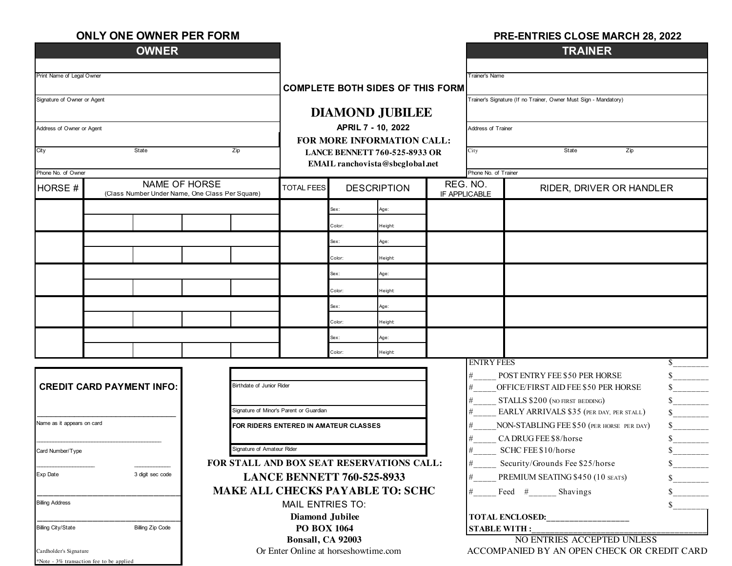**ONLY ONE OWNER PER FORM**

**PRE-ENTRIES CLOSE MARCH 28, 2022**

## OWNER

Print Name of Legal Owner

Signature of Owner or Agent

Address of Owner or Agent

City | State | Zip

Phone No. of Owner

**COMPLETE BOTH SIDES OF THIS FORM**

# DIAMOND JUBILEE

**APRIL 7 - 10, 2022**

**FOR MORE INFORMATION CALL:**

**LANCE BENNETT 760-525-8933 OR**

**EMAIL ranchovista@sbcglobal.net**

## TRAINER

Trainer's Name

Trainer's Signature (If no Trainer, Owner Must Sign - Mandatory)

Address of Trainer

City | State | Zip

Phone No. of Trainer

| HORSE # | NAME OF HORSE (Class Number Under Name, One Class Per Square) | | | | TOTAL FEES | DESCRIPTION | | REG. NO. IF APPLICABLE | RIDER, DRIVER OR HANDLER |
|---|---|---|---|---|---|---|---|---|---|
| | | | | | | Sex: | Age: | | |
| | | | | | | Color: | Height | | |
| | | | | | | Sex: | Age: | | |
| | | | | | | Color: | Height | | |
| | | | | | | Sex: | Age: | | |
| | | | | | | Color: | Height | | |
| | | | | | | Sex: | Age: | | |
| | | | | | | Color: | Height | | |
| | | | | | | Sex: | Age: | | |
| | | | | | | Color: | Height | | |

**CREDIT CARD PAYMENT INFO:**

Name as it appears on card

Card Number/Type

Exp Date | 3 digit sec code

Billing Address

Billing City/State | Billing Zip Code

Cardholder's Signature

*Note - 3% transaction fee to be applied

Birthdate of Junior Rider

Signature of Minor's Parent or Guardian

**FOR RIDERS ENTERED IN AMATEUR CLASSES**

Signature of Amateur Rider

**FOR STALL AND BOX SEAT RESERVATIONS CALL:**

**LANCE BENNETT 760-525-8933**

**MAKE ALL CHECKS PAYABLE TO: SCHC**

MAIL ENTRIES TO:

**Diamond Jubilee**

**PO BOX 1064**

**Bonsall, CA 92003**

Or Enter Online at horseshowtime.com

| | |
|---|---|
| ENTRY FEES | $________ |
| #_____ POST ENTRY FEE $50 PER HORSE | $________ |
| #_____ OFFICE/FIRST AID FEE $50 PER HORSE | $________ |
| #_____ STALLS $200 (NO FIRST BEDDING) | $________ |
| #_____ EARLY ARRIVALS $35 (PER DAY, PER STALL) | $________ |
| #_____ NON-STABLING FEE $50 (PER HORSE PER DAY) | $________ |
| #_____ CA DRUG FEE $8/horse | $________ |
| #_____ SCHC FEE $10/horse | $________ |
| #_____ Security/Grounds Fee $25/horse | $________ |
| #_____ PREMIUM SEATING $450 (10 SEATS) | $________ |
| #_____ Feed #______ Shavings | $________ |
| | $________ |

**TOTAL ENCLOSED:__________________**

**STABLE WITH :________________________________________**

NO ENTRIES ACCEPTED UNLESS ACCOMPANIED BY AN OPEN CHECK OR CREDIT CARD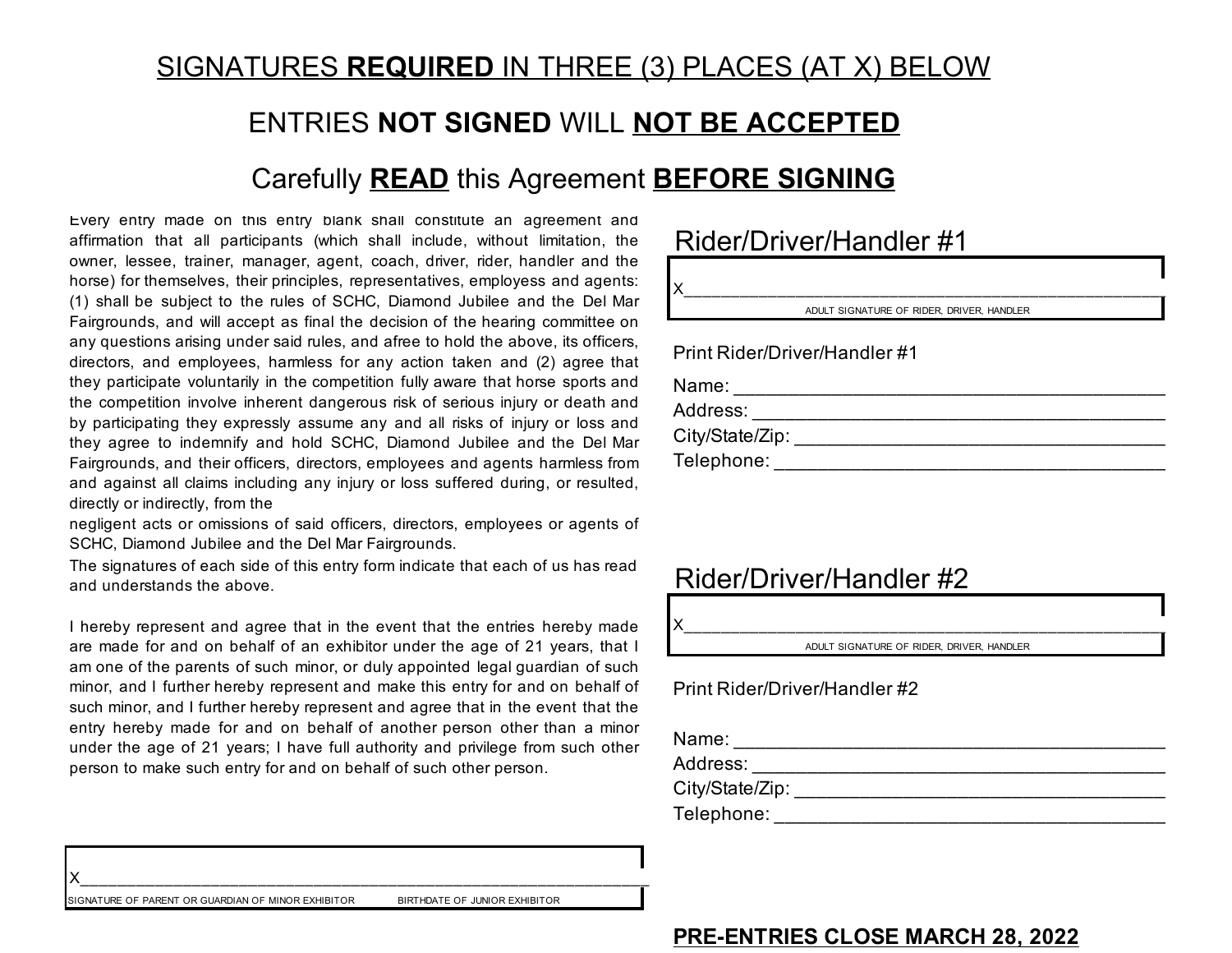SIGNATURES **REQUIRED** IN THREE (3) PLACES (AT X) BELOW

ENTRIES **NOT SIGNED** WILL **NOT BE ACCEPTED**

Carefully **READ** this Agreement **BEFORE SIGNING**

Every entry made on this entry blank shall constitute an agreement and affirmation that all participants (which shall include, without limitation, the owner, lessee, trainer, manager, agent, coach, driver, rider, handler and the horse) for themselves, their principles, representatives, employess and agents: (1) shall be subject to the rules of SCHC, Diamond Jubilee and the Del Mar Fairgrounds, and will accept as final the decision of the hearing committee on any questions arising under said rules, and afree to hold the above, its officers, directors, and employees, harmless for any action taken and (2) agree that they participate voluntarily in the competition fully aware that horse sports and the competition involve inherent dangerous risk of serious injury or death and by participating they expressly assume any and all risks of injury or loss and they agree to indemnify and hold SCHC, Diamond Jubilee and the Del Mar Fairgrounds, and their officers, directors, employees and agents harmless from and against all claims including any injury or loss suffered during, or resulted, directly or indirectly, from the
negligent acts or omissions of said officers, directors, employees or agents of SCHC, Diamond Jubilee and the Del Mar Fairgrounds.

The signatures of each side of this entry form indicate that each of us has read and understands the above.

I hereby represent and agree that in the event that the entries hereby made are made for and on behalf of an exhibitor under the age of 21 years, that I am one of the parents of such minor, or duly appointed legal guardian of such minor, and I further hereby represent and make this entry for and on behalf of such minor, and I further hereby represent and agree that in the event that the entry hereby made for and on behalf of another person other than a minor under the age of 21 years; I have full authority and privilege from such other person to make such entry for and on behalf of such other person.

X__________________________________________________________________

SIGNATURE OF PARENT OR GUARDIAN OF MINOR EXHIBITOR          BIRTHDATE OF JUNIOR EXHIBITOR

## Rider/Driver/Handler #1

X__________________________________________________

ADULT SIGNATURE OF RIDER, DRIVER, HANDLER

Print Rider/Driver/Handler #1

Name: ____________________________________________

Address: __________________________________________

City/State/Zip: ______________________________________

Telephone: ________________________________________

## Rider/Driver/Handler #2

X__________________________________________________

ADULT SIGNATURE OF RIDER, DRIVER, HANDLER

Print Rider/Driver/Handler #2

Name: ____________________________________________

Address: __________________________________________

City/State/Zip: ______________________________________

Telephone: ________________________________________

**PRE-ENTRIES CLOSE MARCH 28, 2022**